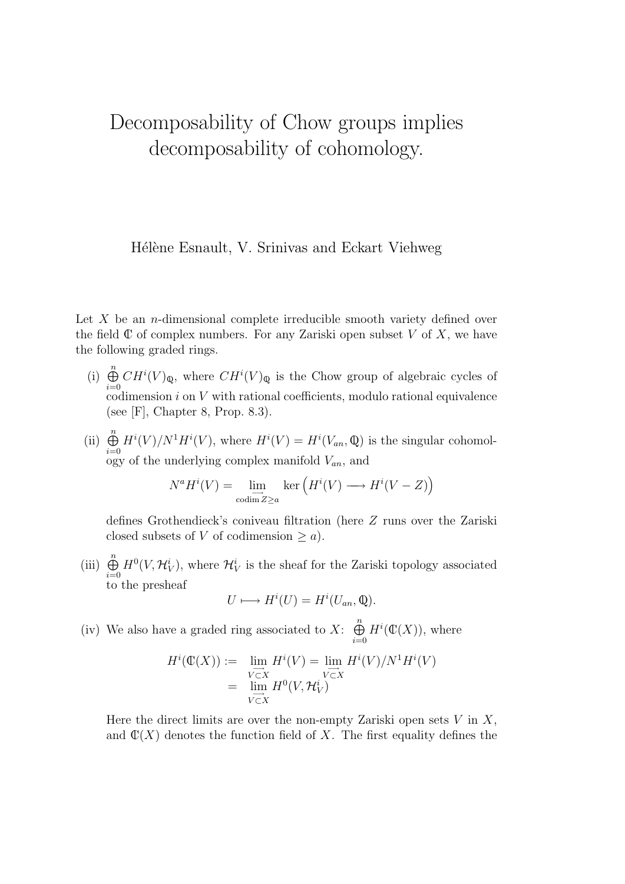# Decomposability of Chow groups implies decomposability of cohomology.

Hélène Esnault, V. Srinivas and Eckart Viehweg

Let $X$ be an $n$-dimensional complete irreducible smooth variety defined over the field $\mathbb{C}$ of complex numbers. For any Zariski open subset $V$ of $X$, we have the following graded rings.

(i) $\bigoplus_{i=0}^{n} CH^i(V)_{\mathbb{Q}}$, where $CH^i(V)_{\mathbb{Q}}$ is the Chow group of algebraic cycles of codimension $i$ on $V$ with rational coefficients, modulo rational equivalence (see [F], Chapter 8, Prop. 8.3).

(ii) $\bigoplus_{i=0}^{n} H^i(V)/N^1H^i(V)$, where $H^i(V) = H^i(V_{an}, \mathbb{Q})$ is the singular cohomology of the underlying complex manifold $V_{an}$, and

$$N^a H^i(V) = \varinjlim_{\operatorname{codim} Z \geq a} \ker\Big(H^i(V) \longrightarrow H^i(V - Z)\Big)$$

defines Grothendieck's coniveau filtration (here $Z$ runs over the Zariski closed subsets of $V$ of codimension $\geq a$).

(iii) $\bigoplus_{i=0}^{n} H^0(V, \mathcal{H}_V^i)$, where $\mathcal{H}_V^i$ is the sheaf for the Zariski topology associated to the presheaf

$$U \longmapsto H^i(U) = H^i(U_{an}, \mathbb{Q}).$$

(iv) We also have a graded ring associated to $X$: $\bigoplus_{i=0}^{n} H^i(\mathbb{C}(X))$, where

$$\begin{aligned} H^i(\mathbb{C}(X)) := \;& \varinjlim_{V \subset X} H^i(V) = \varinjlim_{V \subset X} H^i(V)/N^1H^i(V) \\ = \;& \varinjlim_{V \subset X} H^0(V, \mathcal{H}_V^i) \end{aligned}$$

Here the direct limits are over the non-empty Zariski open sets $V$ in $X$, and $\mathbb{C}(X)$ denotes the function field of $X$. The first equality defines the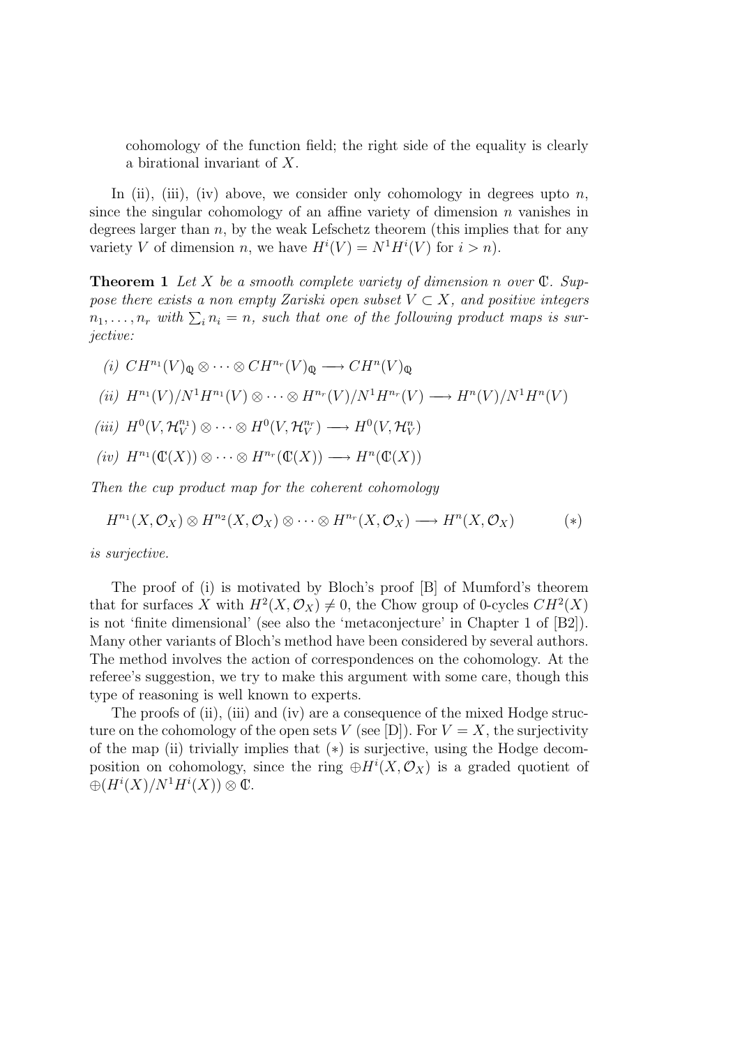cohomology of the function field; the right side of the equality is clearly a birational invariant of $X$.

In (ii), (iii), (iv) above, we consider only cohomology in degrees upto $n$, since the singular cohomology of an affine variety of dimension $n$ vanishes in degrees larger than $n$, by the weak Lefschetz theorem (this implies that for any variety $V$ of dimension $n$, we have $H^i(V) = N^1H^i(V)$ for $i > n$).

**Theorem 1** *Let $X$ be a smooth complete variety of dimension $n$ over $\mathbb{C}$. Suppose there exists a non empty Zariski open subset $V \subset X$, and positive integers $n_1, \ldots, n_r$ with $\sum_i n_i = n$, such that one of the following product maps is surjective:*

*(i)* $CH^{n_1}(V)_{\mathbb{Q}} \otimes \cdots \otimes CH^{n_r}(V)_{\mathbb{Q}} \longrightarrow CH^n(V)_{\mathbb{Q}}$

*(ii)* $H^{n_1}(V)/N^1H^{n_1}(V) \otimes \cdots \otimes H^{n_r}(V)/N^1H^{n_r}(V) \longrightarrow H^n(V)/N^1H^n(V)$

*(iii)* $H^0(V, \mathcal{H}_V^{n_1}) \otimes \cdots \otimes H^0(V, \mathcal{H}_V^{n_r}) \longrightarrow H^0(V, \mathcal{H}_V^n)$

*(iv)* $H^{n_1}(\mathbb{C}(X)) \otimes \cdots \otimes H^{n_r}(\mathbb{C}(X)) \longrightarrow H^n(\mathbb{C}(X))$

*Then the cup product map for the coherent cohomology*

$$H^{n_1}(X, \mathcal{O}_X) \otimes H^{n_2}(X, \mathcal{O}_X) \otimes \cdots \otimes H^{n_r}(X, \mathcal{O}_X) \longrightarrow H^n(X, \mathcal{O}_X) \qquad (*)$$

*is surjective.*

The proof of (i) is motivated by Bloch's proof [B] of Mumford's theorem that for surfaces $X$ with $H^2(X, \mathcal{O}_X) \neq 0$, the Chow group of 0-cycles $CH^2(X)$ is not 'finite dimensional' (see also the 'metaconjecture' in Chapter 1 of [B2]). Many other variants of Bloch's method have been considered by several authors. The method involves the action of correspondences on the cohomology. At the referee's suggestion, we try to make this argument with some care, though this type of reasoning is well known to experts.

The proofs of (ii), (iii) and (iv) are a consequence of the mixed Hodge structure on the cohomology of the open sets $V$ (see [D]). For $V = X$, the surjectivity of the map (ii) trivially implies that $(*)$ is surjective, using the Hodge decomposition on cohomology, since the ring $\oplus H^i(X, \mathcal{O}_X)$ is a graded quotient of $\oplus(H^i(X)/N^1H^i(X)) \otimes \mathbb{C}$.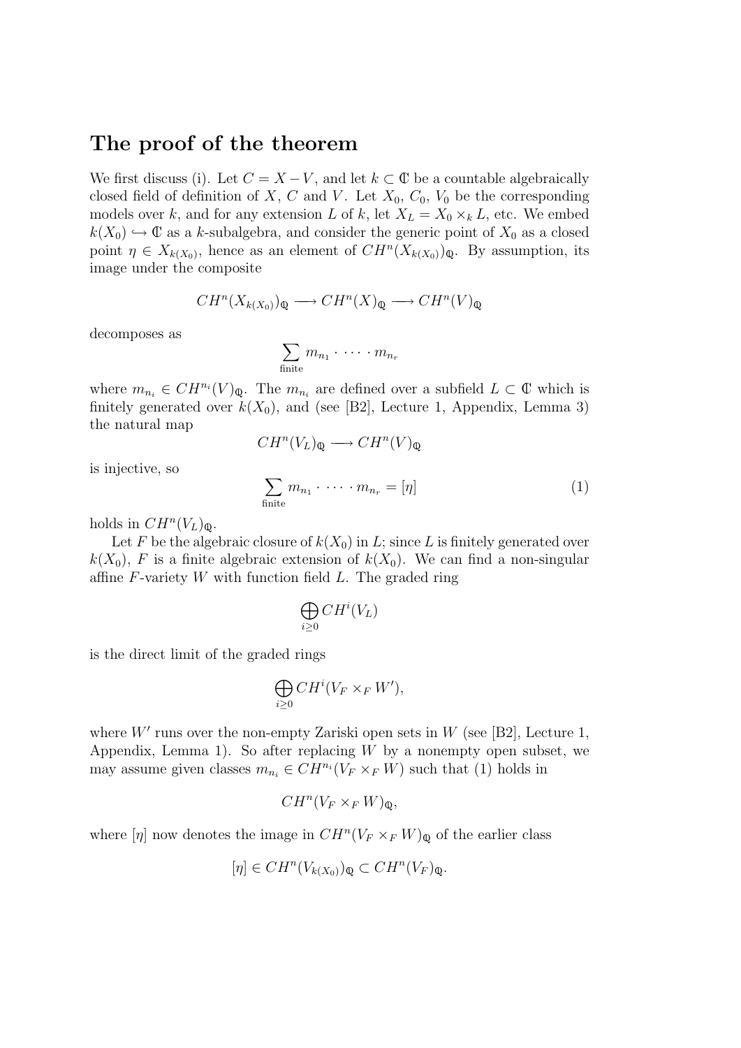## The proof of the theorem

We first discuss (i). Let $C = X - V$, and let $k \subset \mathbb{C}$ be a countable algebraically closed field of definition of $X$, $C$ and $V$. Let $X_0$, $C_0$, $V_0$ be the corresponding models over $k$, and for any extension $L$ of $k$, let $X_L = X_0 \times_k L$, etc. We embed $k(X_0) \hookrightarrow \mathbb{C}$ as a $k$-subalgebra, and consider the generic point of $X_0$ as a closed point $\eta \in X_{k(X_0)}$, hence as an element of $CH^n(X_{k(X_0)})_{\mathbb{Q}}$. By assumption, its image under the composite

$$CH^n(X_{k(X_0)})_{\mathbb{Q}} \longrightarrow CH^n(X)_{\mathbb{Q}} \longrightarrow CH^n(V)_{\mathbb{Q}}$$

decomposes as

$$\sum_{\text{finite}} m_{n_1} \cdot \cdots \cdot m_{n_r}$$

where $m_{n_i} \in CH^{n_i}(V)_{\mathbb{Q}}$. The $m_{n_i}$ are defined over a subfield $L \subset \mathbb{C}$ which is finitely generated over $k(X_0)$, and (see [B2], Lecture 1, Appendix, Lemma 3) the natural map

$$CH^n(V_L)_{\mathbb{Q}} \longrightarrow CH^n(V)_{\mathbb{Q}}$$

is injective, so

$$\sum_{\text{finite}} m_{n_1} \cdot \cdots \cdot m_{n_r} = [\eta] \tag{1}$$

holds in $CH^n(V_L)_{\mathbb{Q}}$.

Let $F$ be the algebraic closure of $k(X_0)$ in $L$; since $L$ is finitely generated over $k(X_0)$, $F$ is a finite algebraic extension of $k(X_0)$. We can find a non-singular affine $F$-variety $W$ with function field $L$. The graded ring

$$\bigoplus_{i \geq 0} CH^i(V_L)$$

is the direct limit of the graded rings

$$\bigoplus_{i \geq 0} CH^i(V_F \times_F W'),$$

where $W'$ runs over the non-empty Zariski open sets in $W$ (see [B2], Lecture 1, Appendix, Lemma 1). So after replacing $W$ by a nonempty open subset, we may assume given classes $m_{n_i} \in CH^{n_i}(V_F \times_F W)$ such that (1) holds in

$$CH^n(V_F \times_F W)_{\mathbb{Q}},$$

where $[\eta]$ now denotes the image in $CH^n(V_F \times_F W)_{\mathbb{Q}}$ of the earlier class

$$[\eta] \in CH^n(V_{k(X_0)})_{\mathbb{Q}} \subset CH^n(V_F)_{\mathbb{Q}}.$$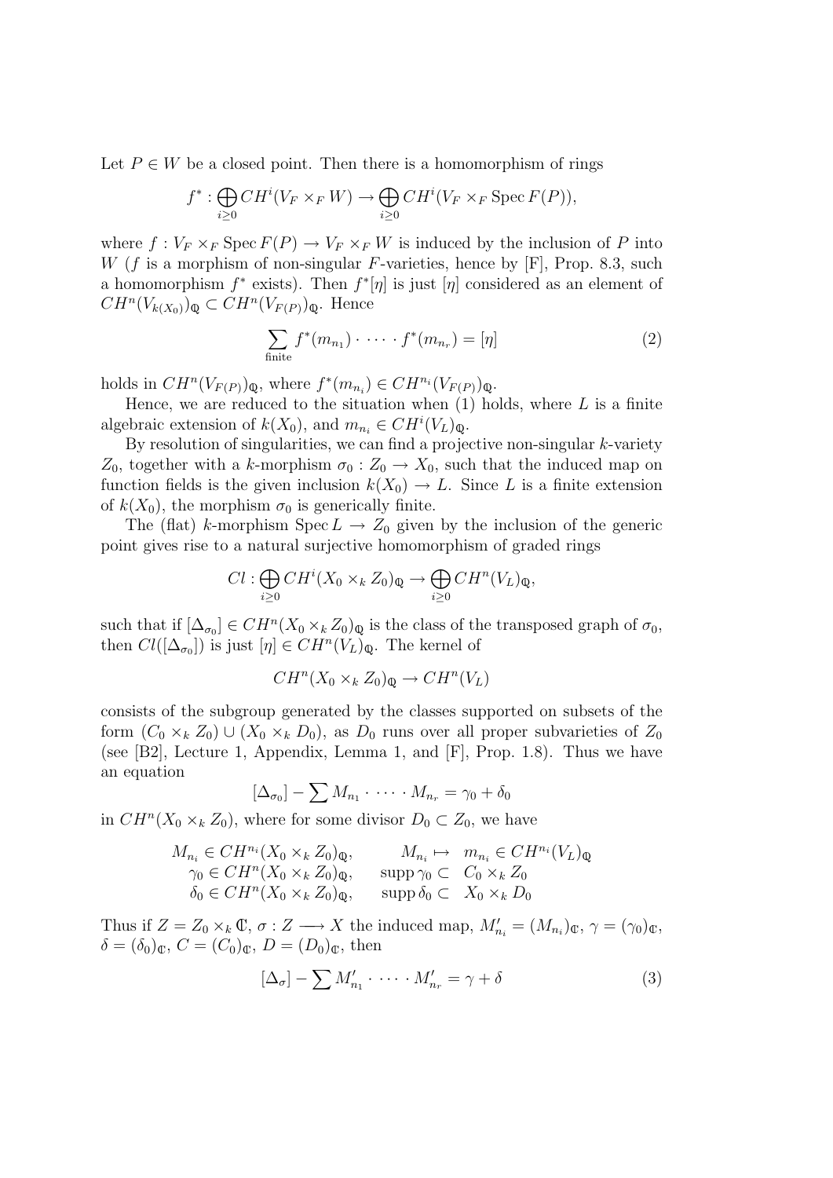Let $P \in W$ be a closed point. Then there is a homomorphism of rings

$$f^* : \bigoplus_{i \geq 0} CH^i(V_F \times_F W) \to \bigoplus_{i \geq 0} CH^i(V_F \times_F \operatorname{Spec} F(P)),$$

where $f : V_F \times_F \operatorname{Spec} F(P) \to V_F \times_F W$ is induced by the inclusion of $P$ into $W$ ($f$ is a morphism of non-singular $F$-varieties, hence by [F], Prop. 8.3, such a homomorphism $f^*$ exists). Then $f^*[\eta]$ is just $[\eta]$ considered as an element of $CH^n(V_{k(X_0)})_{\mathbb{Q}} \subset CH^n(V_{F(P)})_{\mathbb{Q}}$. Hence

$$\sum_{\text{finite}} f^*(m_{n_1}) \cdot \cdots \cdot f^*(m_{n_r}) = [\eta] \tag{2}$$

holds in $CH^n(V_{F(P)})_{\mathbb{Q}}$, where $f^*(m_{n_i}) \in CH^{n_i}(V_{F(P)})_{\mathbb{Q}}$.

Hence, we are reduced to the situation when (1) holds, where $L$ is a finite algebraic extension of $k(X_0)$, and $m_{n_i} \in CH^i(V_L)_{\mathbb{Q}}$.

By resolution of singularities, we can find a projective non-singular $k$-variety $Z_0$, together with a $k$-morphism $\sigma_0 : Z_0 \to X_0$, such that the induced map on function fields is the given inclusion $k(X_0) \to L$. Since $L$ is a finite extension of $k(X_0)$, the morphism $\sigma_0$ is generically finite.

The (flat) $k$-morphism $\operatorname{Spec} L \to Z_0$ given by the inclusion of the generic point gives rise to a natural surjective homomorphism of graded rings

$$Cl : \bigoplus_{i \geq 0} CH^i(X_0 \times_k Z_0)_{\mathbb{Q}} \to \bigoplus_{i \geq 0} CH^n(V_L)_{\mathbb{Q}},$$

such that if $[\Delta_{\sigma_0}] \in CH^n(X_0 \times_k Z_0)_{\mathbb{Q}}$ is the class of the transposed graph of $\sigma_0$, then $Cl([\Delta_{\sigma_0}])$ is just $[\eta] \in CH^n(V_L)_{\mathbb{Q}}$. The kernel of

$$CH^n(X_0 \times_k Z_0)_{\mathbb{Q}} \to CH^n(V_L)$$

consists of the subgroup generated by the classes supported on subsets of the form $(C_0 \times_k Z_0) \cup (X_0 \times_k D_0)$, as $D_0$ runs over all proper subvarieties of $Z_0$ (see [B2], Lecture 1, Appendix, Lemma 1, and [F], Prop. 1.8). Thus we have an equation

$$[\Delta_{\sigma_0}] - \sum M_{n_1} \cdot \cdots \cdot M_{n_r} = \gamma_0 + \delta_0$$

in $CH^n(X_0 \times_k Z_0)$, where for some divisor $D_0 \subset Z_0$, we have

$$\begin{array}{lrl} M_{n_i} \in CH^{n_i}(X_0 \times_k Z_0)_{\mathbb{Q}}, & M_{n_i} \mapsto & m_{n_i} \in CH^{n_i}(V_L)_{\mathbb{Q}} \\ \gamma_0 \in CH^n(X_0 \times_k Z_0)_{\mathbb{Q}}, & \operatorname{supp} \gamma_0 \subset & C_0 \times_k Z_0 \\ \delta_0 \in CH^n(X_0 \times_k Z_0)_{\mathbb{Q}}, & \operatorname{supp} \delta_0 \subset & X_0 \times_k D_0 \end{array}$$

Thus if $Z = Z_0 \times_k \mathbb{C}$, $\sigma : Z \longrightarrow X$ the induced map, $M'_{n_i} = (M_{n_i})_{\mathbb{C}}$, $\gamma = (\gamma_0)_{\mathbb{C}}$, $\delta = (\delta_0)_{\mathbb{C}}$, $C = (C_0)_{\mathbb{C}}$, $D = (D_0)_{\mathbb{C}}$, then

$$[\Delta_\sigma] - \sum M'_{n_1} \cdot \cdots \cdot M'_{n_r} = \gamma + \delta \tag{3}$$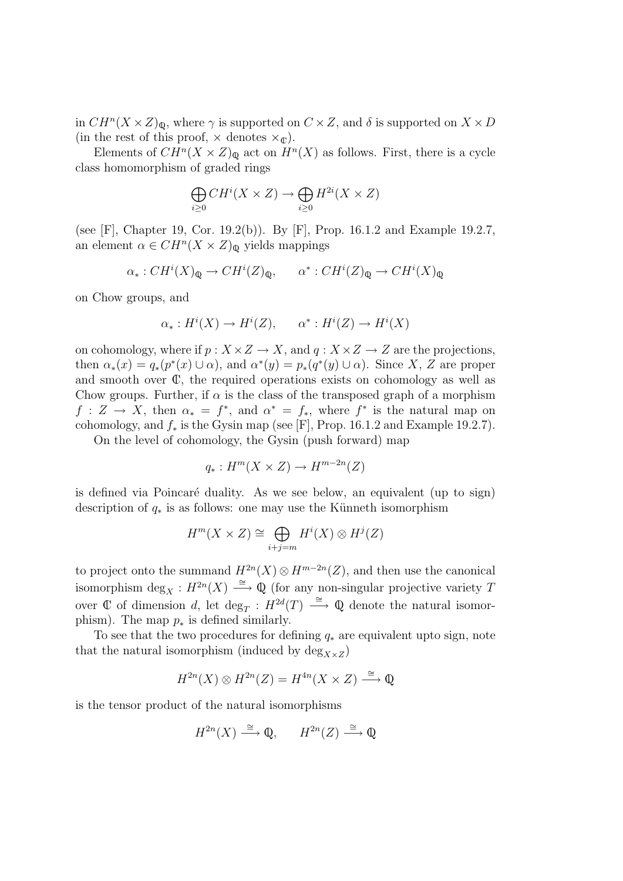in $CH^n(X \times Z)_{\mathbb{Q}}$, where $\gamma$ is supported on $C \times Z$, and $\delta$ is supported on $X \times D$ (in the rest of this proof, $\times$ denotes $\times_{\mathbb{C}}$).

Elements of $CH^n(X \times Z)_{\mathbb{Q}}$ act on $H^n(X)$ as follows. First, there is a cycle class homomorphism of graded rings

$$\bigoplus_{i \geq 0} CH^i(X \times Z) \to \bigoplus_{i \geq 0} H^{2i}(X \times Z)$$

(see [F], Chapter 19, Cor. 19.2(b)). By [F], Prop. 16.1.2 and Example 19.2.7, an element $\alpha \in CH^n(X \times Z)_{\mathbb{Q}}$ yields mappings

$$\alpha_* : CH^i(X)_{\mathbb{Q}} \to CH^i(Z)_{\mathbb{Q}}, \qquad \alpha^* : CH^i(Z)_{\mathbb{Q}} \to CH^i(X)_{\mathbb{Q}}$$

on Chow groups, and

$$\alpha_* : H^i(X) \to H^i(Z), \qquad \alpha^* : H^i(Z) \to H^i(X)$$

on cohomology, where if $p : X \times Z \to X$, and $q : X \times Z \to Z$ are the projections, then $\alpha_*(x) = q_*(p^*(x) \cup \alpha)$, and $\alpha^*(y) = p_*(q^*(y) \cup \alpha)$. Since $X$, $Z$ are proper and smooth over $\mathbb{C}$, the required operations exists on cohomology as well as Chow groups. Further, if $\alpha$ is the class of the transposed graph of a morphism $f : Z \to X$, then $\alpha_* = f^*$, and $\alpha^* = f_*$, where $f^*$ is the natural map on cohomology, and $f_*$ is the Gysin map (see [F], Prop. 16.1.2 and Example 19.2.7).

On the level of cohomology, the Gysin (push forward) map

$$q_* : H^m(X \times Z) \to H^{m-2n}(Z)$$

is defined via Poincaré duality. As we see below, an equivalent (up to sign) description of $q_*$ is as follows: one may use the Künneth isomorphism

$$H^m(X \times Z) \cong \bigoplus_{i+j=m} H^i(X) \otimes H^j(Z)$$

to project onto the summand $H^{2n}(X) \otimes H^{m-2n}(Z)$, and then use the canonical isomorphism $\deg_X : H^{2n}(X) \xrightarrow{\cong} \mathbb{Q}$ (for any non-singular projective variety $T$ over $\mathbb{C}$ of dimension $d$, let $\deg_T : H^{2d}(T) \xrightarrow{\cong} \mathbb{Q}$ denote the natural isomorphism). The map $p_*$ is defined similarly.

To see that the two procedures for defining $q_*$ are equivalent upto sign, note that the natural isomorphism (induced by $\deg_{X \times Z}$)

$$H^{2n}(X) \otimes H^{2n}(Z) = H^{4n}(X \times Z) \xrightarrow{\cong} \mathbb{Q}$$

is the tensor product of the natural isomorphisms

$$H^{2n}(X) \xrightarrow{\cong} \mathbb{Q}, \qquad H^{2n}(Z) \xrightarrow{\cong} \mathbb{Q}$$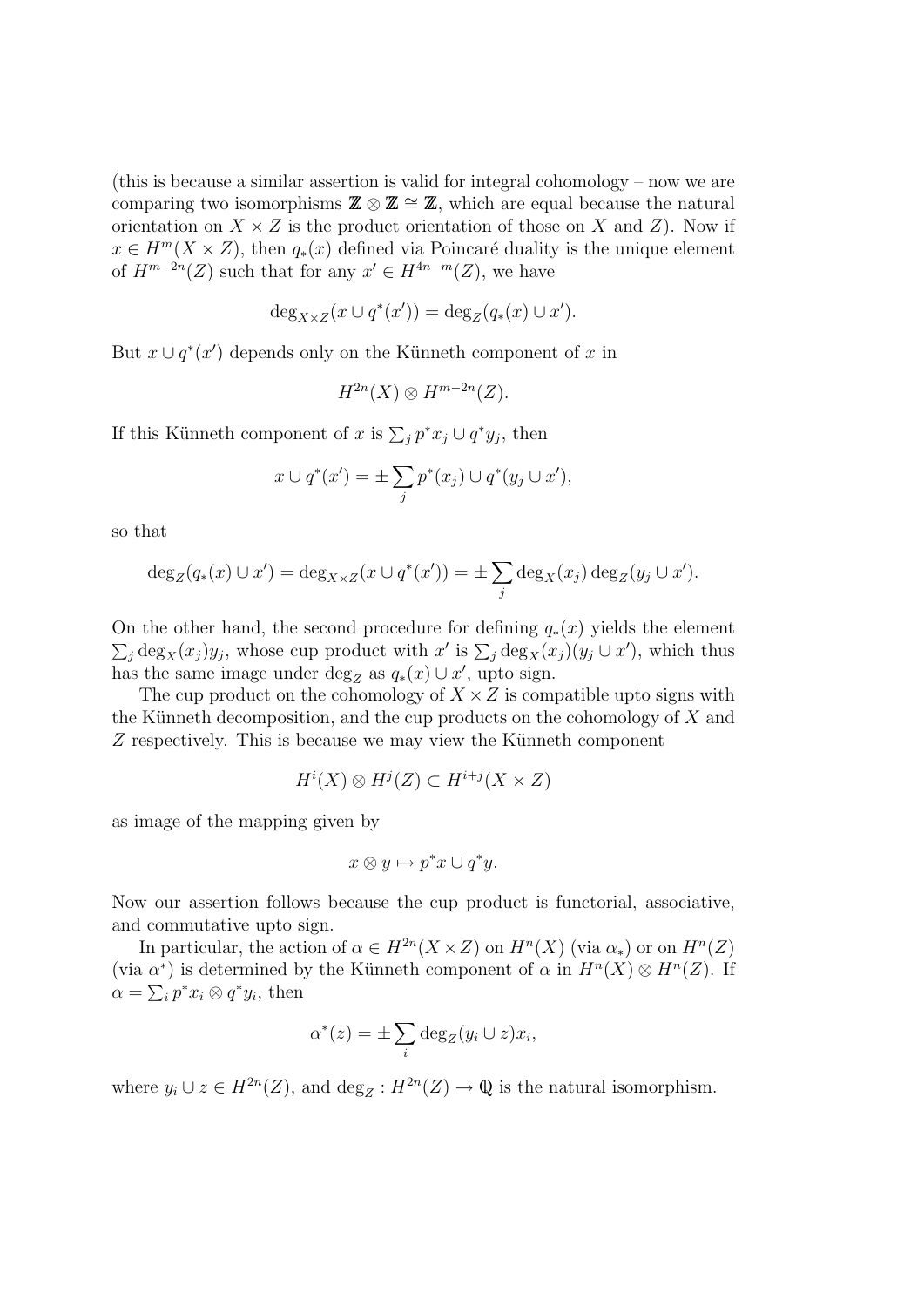(this is because a similar assertion is valid for integral cohomology – now we are comparing two isomorphisms $\mathbb{Z} \otimes \mathbb{Z} \cong \mathbb{Z}$, which are equal because the natural orientation on $X \times Z$ is the product orientation of those on $X$ and $Z$). Now if $x \in H^m(X \times Z)$, then $q_*(x)$ defined via Poincaré duality is the unique element of $H^{m-2n}(Z)$ such that for any $x' \in H^{4n-m}(Z)$, we have

$$\deg_{X \times Z}(x \cup q^*(x')) = \deg_Z(q_*(x) \cup x').$$

But $x \cup q^*(x')$ depends only on the Künneth component of $x$ in

$$H^{2n}(X) \otimes H^{m-2n}(Z).$$

If this Künneth component of $x$ is $\sum_j p^*x_j \cup q^*y_j$, then

$$x \cup q^*(x') = \pm \sum_j p^*(x_j) \cup q^*(y_j \cup x'),$$

so that

$$\deg_Z(q_*(x) \cup x') = \deg_{X \times Z}(x \cup q^*(x')) = \pm \sum_j \deg_X(x_j) \deg_Z(y_j \cup x').$$

On the other hand, the second procedure for defining $q_*(x)$ yields the element $\sum_j \deg_X(x_j) y_j$, whose cup product with $x'$ is $\sum_j \deg_X(x_j)(y_j \cup x')$, which thus has the same image under $\deg_Z$ as $q_*(x) \cup x'$, upto sign.

The cup product on the cohomology of $X \times Z$ is compatible upto signs with the Künneth decomposition, and the cup products on the cohomology of $X$ and $Z$ respectively. This is because we may view the Künneth component

$$H^i(X) \otimes H^j(Z) \subset H^{i+j}(X \times Z)$$

as image of the mapping given by

$$x \otimes y \mapsto p^*x \cup q^*y.$$

Now our assertion follows because the cup product is functorial, associative, and commutative upto sign.

In particular, the action of $\alpha \in H^{2n}(X \times Z)$ on $H^n(X)$ (via $\alpha_*$) or on $H^n(Z)$ (via $\alpha^*$) is determined by the Künneth component of $\alpha$ in $H^n(X) \otimes H^n(Z)$. If $\alpha = \sum_i p^*x_i \otimes q^*y_i$, then

$$\alpha^*(z) = \pm \sum_i \deg_Z(y_i \cup z) x_i,$$

where $y_i \cup z \in H^{2n}(Z)$, and $\deg_Z : H^{2n}(Z) \to \mathbb{Q}$ is the natural isomorphism.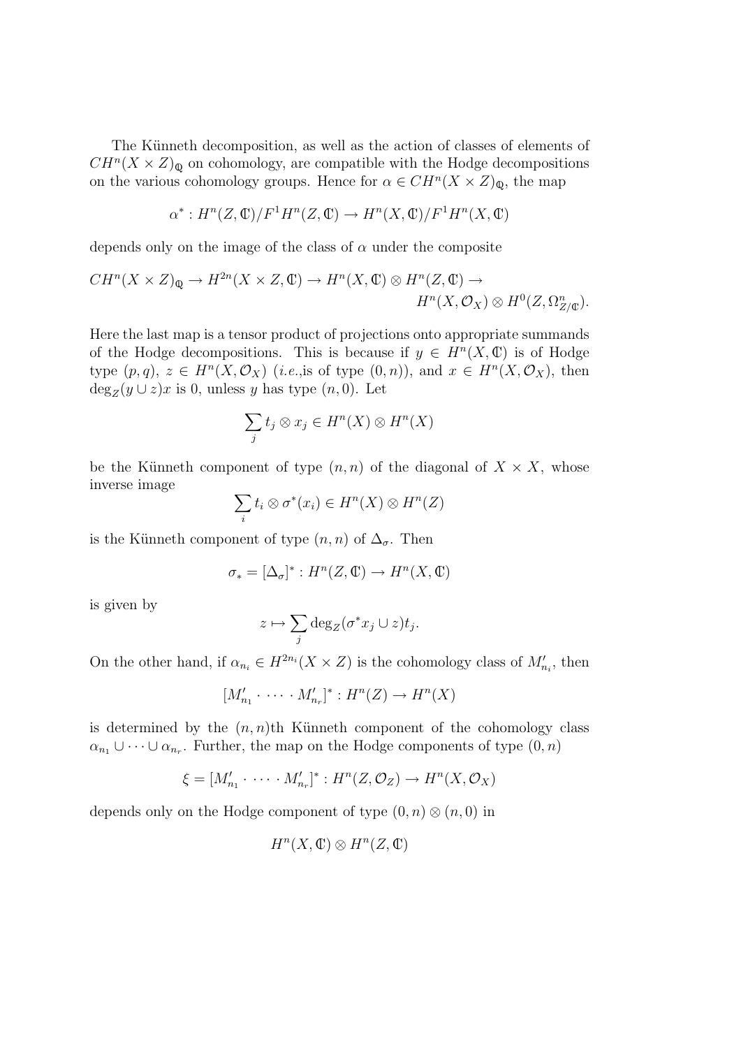The Künneth decomposition, as well as the action of classes of elements of $CH^n(X \times Z)_{\mathbb{Q}}$ on cohomology, are compatible with the Hodge decompositions on the various cohomology groups. Hence for $\alpha \in CH^n(X \times Z)_{\mathbb{Q}}$, the map

$$\alpha^* : H^n(Z, \mathbb{C})/F^1H^n(Z, \mathbb{C}) \to H^n(X, \mathbb{C})/F^1H^n(X, \mathbb{C})$$

depends only on the image of the class of $\alpha$ under the composite

$$CH^n(X \times Z)_{\mathbb{Q}} \to H^{2n}(X \times Z, \mathbb{C}) \to H^n(X, \mathbb{C}) \otimes H^n(Z, \mathbb{C}) \to H^n(X, \mathcal{O}_X) \otimes H^0(Z, \Omega^n_{Z/\mathbb{C}}).$$

Here the last map is a tensor product of projections onto appropriate summands of the Hodge decompositions. This is because if $y \in H^n(X, \mathbb{C})$ is of Hodge type $(p, q)$, $z \in H^n(X, \mathcal{O}_X)$ (*i.e.*,is of type $(0, n)$), and $x \in H^n(X, \mathcal{O}_X)$, then $\deg_Z(y \cup z)x$ is 0, unless $y$ has type $(n, 0)$. Let

$$\sum_j t_j \otimes x_j \in H^n(X) \otimes H^n(X)$$

be the Künneth component of type $(n, n)$ of the diagonal of $X \times X$, whose inverse image

$$\sum_i t_i \otimes \sigma^*(x_i) \in H^n(X) \otimes H^n(Z)$$

is the Künneth component of type $(n, n)$ of $\Delta_\sigma$. Then

$$\sigma_* = [\Delta_\sigma]^* : H^n(Z, \mathbb{C}) \to H^n(X, \mathbb{C})$$

is given by

$$z \mapsto \sum_j \deg_Z(\sigma^* x_j \cup z)t_j.$$

On the other hand, if $\alpha_{n_i} \in H^{2n_i}(X \times Z)$ is the cohomology class of $M'_{n_i}$, then

$$[M'_{n_1} \cdot \cdots \cdot M'_{n_r}]^* : H^n(Z) \to H^n(X)$$

is determined by the $(n, n)$th Künneth component of the cohomology class $\alpha_{n_1} \cup \cdots \cup \alpha_{n_r}$. Further, the map on the Hodge components of type $(0, n)$

$$\xi = [M'_{n_1} \cdot \cdots \cdot M'_{n_r}]^* : H^n(Z, \mathcal{O}_Z) \to H^n(X, \mathcal{O}_X)$$

depends only on the Hodge component of type $(0, n) \otimes (n, 0)$ in

$$H^n(X, \mathbb{C}) \otimes H^n(Z, \mathbb{C})$$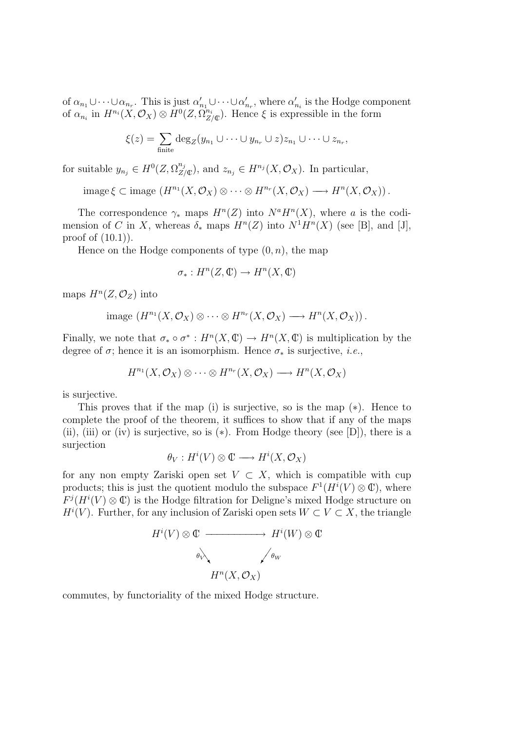of $\alpha_{n_1} \cup \cdots \cup \alpha_{n_r}$. This is just $\alpha'_{n_1} \cup \cdots \cup \alpha'_{n_r}$, where $\alpha'_{n_i}$ is the Hodge component of $\alpha_{n_i}$ in $H^{n_i}(X, \mathcal{O}_X) \otimes H^0(Z, \Omega^{n_i}_{Z/\mathbb{C}})$. Hence $\xi$ is expressible in the form

$$\xi(z) = \sum_{\text{finite}} \deg_Z(y_{n_1} \cup \cdots \cup y_{n_r} \cup z) z_{n_1} \cup \cdots \cup z_{n_r},$$

for suitable $y_{n_j} \in H^0(Z, \Omega^{n_j}_{Z/\mathbb{C}})$, and $z_{n_j} \in H^{n_j}(X, \mathcal{O}_X)$. In particular,

$$\text{image}\,\xi \subset \text{image}\,(H^{n_1}(X, \mathcal{O}_X) \otimes \cdots \otimes H^{n_r}(X, \mathcal{O}_X) \longrightarrow H^n(X, \mathcal{O}_X))\,.$$

The correspondence $\gamma_*$ maps $H^n(Z)$ into $N^a H^n(X)$, where $a$ is the codimension of $C$ in $X$, whereas $\delta_*$ maps $H^n(Z)$ into $N^1 H^n(X)$ (see [B], and [J], proof of (10.1)).

Hence on the Hodge components of type $(0, n)$, the map

$$\sigma_* : H^n(Z, \mathbb{C}) \to H^n(X, \mathbb{C})$$

maps $H^n(Z, \mathcal{O}_Z)$ into

$$\text{image}\,(H^{n_1}(X, \mathcal{O}_X) \otimes \cdots \otimes H^{n_r}(X, \mathcal{O}_X) \longrightarrow H^n(X, \mathcal{O}_X))\,.$$

Finally, we note that $\sigma_* \circ \sigma^* : H^n(X, \mathbb{C}) \to H^n(X, \mathbb{C})$ is multiplication by the degree of $\sigma$; hence it is an isomorphism. Hence $\sigma_*$ is surjective, *i.e.*,

$$H^{n_1}(X, \mathcal{O}_X) \otimes \cdots \otimes H^{n_r}(X, \mathcal{O}_X) \longrightarrow H^n(X, \mathcal{O}_X)$$

is surjective.

This proves that if the map (i) is surjective, so is the map $(*)$. Hence to complete the proof of the theorem, it suffices to show that if any of the maps (ii), (iii) or (iv) is surjective, so is $(*)$. From Hodge theory (see [D]), there is a surjection

$$\theta_V : H^i(V) \otimes \mathbb{C} \longrightarrow H^i(X, \mathcal{O}_X)$$

for any non empty Zariski open set $V \subset X$, which is compatible with cup products; this is just the quotient modulo the subspace $F^1(H^i(V) \otimes \mathbb{C})$, where $F^j(H^i(V) \otimes \mathbb{C})$ is the Hodge filtration for Deligne's mixed Hodge structure on $H^i(V)$. Further, for any inclusion of Zariski open sets $W \subset V \subset X$, the triangle

$$\begin{array}{ccc} H^i(V) \otimes \mathbb{C} & \longrightarrow & H^i(W) \otimes \mathbb{C} \\ & {\scriptstyle\theta_V} \searrow \quad \swarrow {\scriptstyle\theta_W} & \\ & H^n(X, \mathcal{O}_X) & \end{array}$$

commutes, by functoriality of the mixed Hodge structure.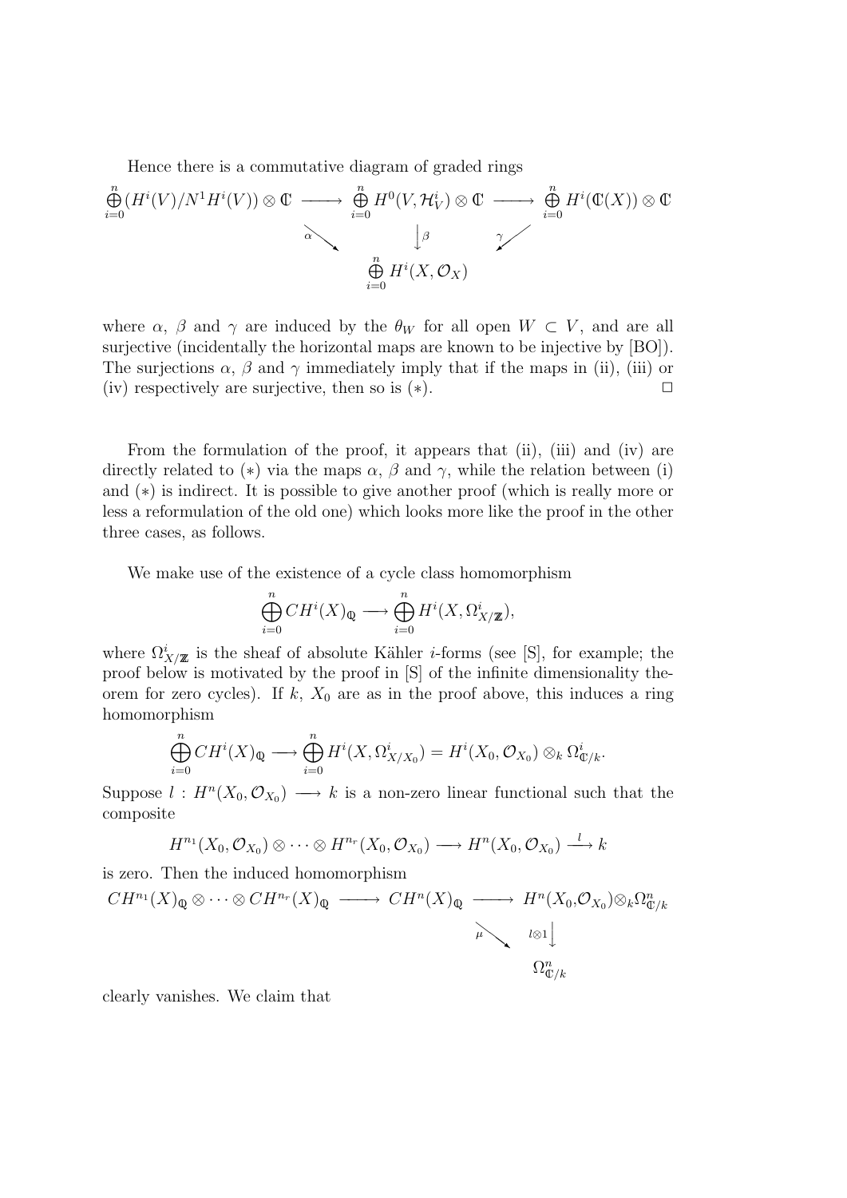Hence there is a commutative diagram of graded rings

$$
\begin{array}{ccccc}
\bigoplus_{i=0}^{n} (H^i(V)/N^1H^i(V)) \otimes \mathbb{C} & \longrightarrow & \bigoplus_{i=0}^{n} H^0(V, \mathcal{H}^i_V) \otimes \mathbb{C} & \longrightarrow & \bigoplus_{i=0}^{n} H^i(\mathbb{C}(X)) \otimes \mathbb{C} \\
& \searrow^{\alpha} & \downarrow{\beta} & \swarrow^{\gamma} & \\
& & \bigoplus_{i=0}^{n} H^i(X, \mathcal{O}_X) & &
\end{array}
$$

where $\alpha$, $\beta$ and $\gamma$ are induced by the $\theta_W$ for all open $W \subset V$, and are all surjective (incidentally the horizontal maps are known to be injective by [BO]). The surjections $\alpha$, $\beta$ and $\gamma$ immediately imply that if the maps in (ii), (iii) or (iv) respectively are surjective, then so is $(*)$. $\square$

From the formulation of the proof, it appears that (ii), (iii) and (iv) are directly related to $(*)$ via the maps $\alpha$, $\beta$ and $\gamma$, while the relation between (i) and $(*)$ is indirect. It is possible to give another proof (which is really more or less a reformulation of the old one) which looks more like the proof in the other three cases, as follows.

We make use of the existence of a cycle class homomorphism

$$\bigoplus_{i=0}^{n} CH^i(X)_{\mathbb{Q}} \longrightarrow \bigoplus_{i=0}^{n} H^i(X, \Omega^i_{X/\mathbb{Z}}),$$

where $\Omega^i_{X/\mathbb{Z}}$ is the sheaf of absolute Kähler $i$-forms (see [S], for example; the proof below is motivated by the proof in [S] of the infinite dimensionality theorem for zero cycles). If $k$, $X_0$ are as in the proof above, this induces a ring homomorphism

$$\bigoplus_{i=0}^{n} CH^i(X)_{\mathbb{Q}} \longrightarrow \bigoplus_{i=0}^{n} H^i(X, \Omega^i_{X/X_0}) = H^i(X_0, \mathcal{O}_{X_0}) \otimes_k \Omega^i_{\mathbb{C}/k}.$$

Suppose $l : H^n(X_0, \mathcal{O}_{X_0}) \longrightarrow k$ is a non-zero linear functional such that the composite

$$H^{n_1}(X_0, \mathcal{O}_{X_0}) \otimes \cdots \otimes H^{n_r}(X_0, \mathcal{O}_{X_0}) \longrightarrow H^n(X_0, \mathcal{O}_{X_0}) \xrightarrow{\ l\ } k$$

is zero. Then the induced homomorphism

$$
\begin{array}{ccccc}
CH^{n_1}(X)_{\mathbb{Q}} \otimes \cdots \otimes CH^{n_r}(X)_{\mathbb{Q}} & \longrightarrow & CH^n(X)_{\mathbb{Q}} & \longrightarrow & H^n(X_0, \mathcal{O}_{X_0}) \otimes_k \Omega^n_{\mathbb{C}/k} \\
& & & \searrow^{\mu} & \downarrow{l \otimes 1} \\
& & & & \Omega^n_{\mathbb{C}/k}
\end{array}
$$

clearly vanishes. We claim that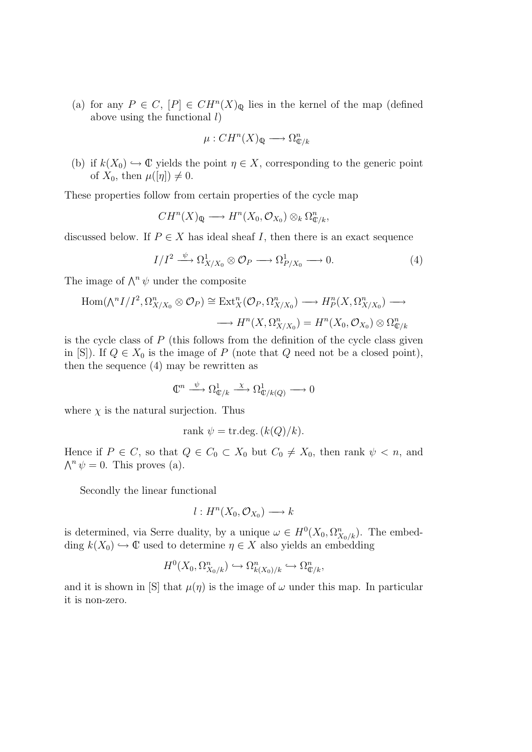(a) for any $P \in C$, $[P] \in CH^n(X)_{\mathbb{Q}}$ lies in the kernel of the map (defined above using the functional $l$)

$$\mu : CH^n(X)_{\mathbb{Q}} \longrightarrow \Omega^n_{\mathbb{C}/k}$$

(b) if $k(X_0) \hookrightarrow \mathbb{C}$ yields the point $\eta \in X$, corresponding to the generic point of $X_0$, then $\mu([\eta]) \neq 0$.

These properties follow from certain properties of the cycle map

$$CH^n(X)_{\mathbb{Q}} \longrightarrow H^n(X_0, \mathcal{O}_{X_0}) \otimes_k \Omega^n_{\mathbb{C}/k},$$

discussed below. If $P \in X$ has ideal sheaf $I$, then there is an exact sequence

$$I/I^2 \xrightarrow{\ \psi\ } \Omega^1_{X/X_0} \otimes \mathcal{O}_P \longrightarrow \Omega^1_{P/X_0} \longrightarrow 0. \tag{4}$$

The image of $\bigwedge^n \psi$ under the composite

$$\mathrm{Hom}(\textstyle\bigwedge^n I/I^2, \Omega^n_{X/X_0} \otimes \mathcal{O}_P) \cong \mathrm{Ext}^n_X(\mathcal{O}_P, \Omega^n_{X/X_0}) \longrightarrow H^n_P(X, \Omega^n_{X/X_0}) \longrightarrow$$

$$\longrightarrow H^n(X, \Omega^n_{X/X_0}) = H^n(X_0, \mathcal{O}_{X_0}) \otimes \Omega^n_{\mathbb{C}/k}$$

is the cycle class of $P$ (this follows from the definition of the cycle class given in [S]). If $Q \in X_0$ is the image of $P$ (note that $Q$ need not be a closed point), then the sequence (4) may be rewritten as

$$\mathbb{C}^n \xrightarrow{\ \psi\ } \Omega^1_{\mathbb{C}/k} \xrightarrow{\ \chi\ } \Omega^1_{\mathbb{C}/k(Q)} \longrightarrow 0$$

where $\chi$ is the natural surjection. Thus

$$\mathrm{rank}\ \psi = \mathrm{tr.deg.}\,(k(Q)/k).$$

Hence if $P \in C$, so that $Q \in C_0 \subset X_0$ but $C_0 \neq X_0$, then rank $\psi < n$, and $\bigwedge^n \psi = 0$. This proves (a).

Secondly the linear functional

$$l : H^n(X_0, \mathcal{O}_{X_0}) \longrightarrow k$$

is determined, via Serre duality, by a unique $\omega \in H^0(X_0, \Omega^n_{X_0/k})$. The embedding $k(X_0) \hookrightarrow \mathbb{C}$ used to determine $\eta \in X$ also yields an embedding

$$H^0(X_0, \Omega^n_{X_0/k}) \hookrightarrow \Omega^n_{k(X_0)/k} \hookrightarrow \Omega^n_{\mathbb{C}/k},$$

and it is shown in [S] that $\mu(\eta)$ is the image of $\omega$ under this map. In particular it is non-zero.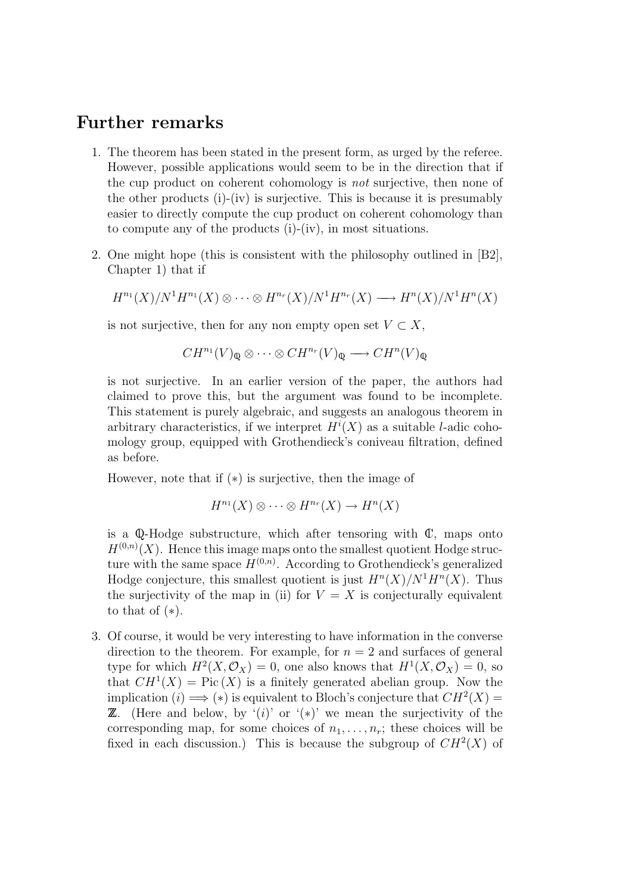## Further remarks

1. The theorem has been stated in the present form, as urged by the referee. However, possible applications would seem to be in the direction that if the cup product on coherent cohomology is *not* surjective, then none of the other products (i)-(iv) is surjective. This is because it is presumably easier to directly compute the cup product on coherent cohomology than to compute any of the products (i)-(iv), in most situations.

2. One might hope (this is consistent with the philosophy outlined in [B2], Chapter 1) that if

$$H^{n_1}(X)/N^1H^{n_1}(X) \otimes \cdots \otimes H^{n_r}(X)/N^1H^{n_r}(X) \longrightarrow H^n(X)/N^1H^n(X)$$

is not surjective, then for any non empty open set $V \subset X$,

$$CH^{n_1}(V)_{\mathbb{Q}} \otimes \cdots \otimes CH^{n_r}(V)_{\mathbb{Q}} \longrightarrow CH^n(V)_{\mathbb{Q}}$$

is not surjective. In an earlier version of the paper, the authors had claimed to prove this, but the argument was found to be incomplete. This statement is purely algebraic, and suggests an analogous theorem in arbitrary characteristics, if we interpret $H^i(X)$ as a suitable $l$-adic cohomology group, equipped with Grothendieck's coniveau filtration, defined as before.

However, note that if $(*)$ is surjective, then the image of

$$H^{n_1}(X) \otimes \cdots \otimes H^{n_r}(X) \to H^n(X)$$

is a $\mathbb{Q}$-Hodge substructure, which after tensoring with $\mathbb{C}$, maps onto $H^{(0,n)}(X)$. Hence this image maps onto the smallest quotient Hodge structure with the same space $H^{(0,n)}$. According to Grothendieck's generalized Hodge conjecture, this smallest quotient is just $H^n(X)/N^1H^n(X)$. Thus the surjectivity of the map in (ii) for $V = X$ is conjecturally equivalent to that of $(*)$.

3. Of course, it would be very interesting to have information in the converse direction to the theorem. For example, for $n = 2$ and surfaces of general type for which $H^2(X, \mathcal{O}_X) = 0$, one also knows that $H^1(X, \mathcal{O}_X) = 0$, so that $CH^1(X) = \mathrm{Pic}\,(X)$ is a finitely generated abelian group. Now the implication $(i) \Longrightarrow (*)$ is equivalent to Bloch's conjecture that $CH^2(X) = \mathbb{Z}$. (Here and below, by '$(i)$' or '$(*)$' we mean the surjectivity of the corresponding map, for some choices of $n_1, \ldots, n_r$; these choices will be fixed in each discussion.) This is because the subgroup of $CH^2(X)$ of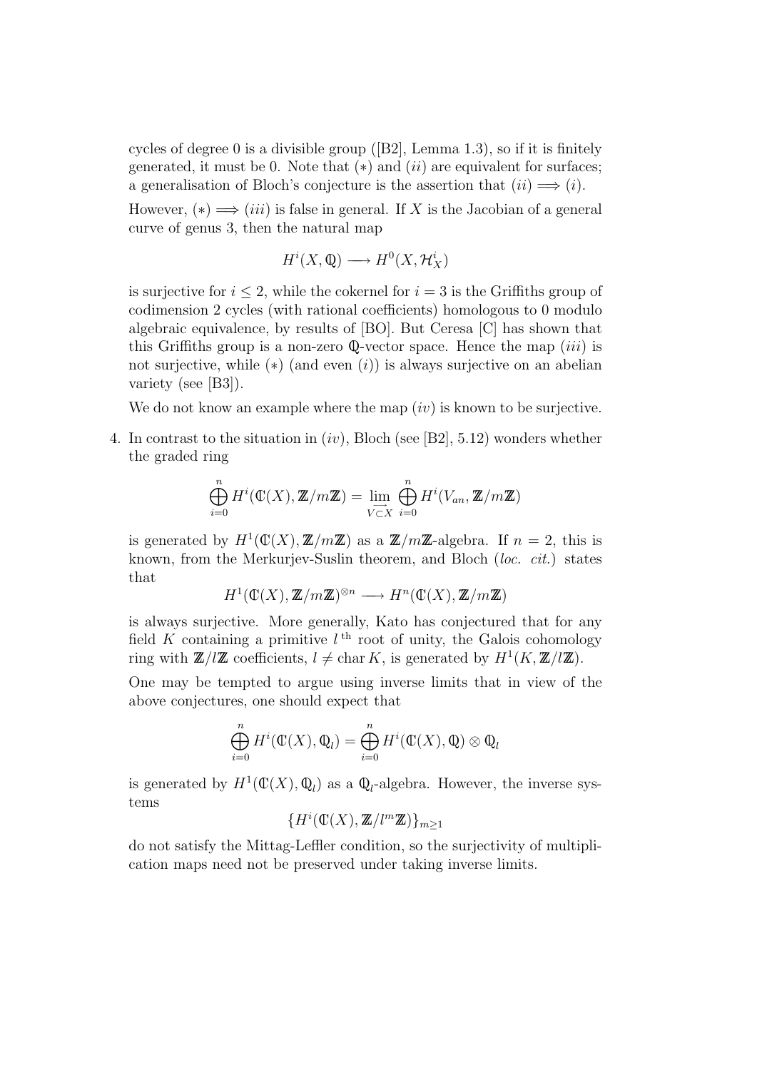cycles of degree 0 is a divisible group ([B2], Lemma 1.3), so if it is finitely generated, it must be 0. Note that $(*)$ and $(ii)$ are equivalent for surfaces; a generalisation of Bloch's conjecture is the assertion that $(ii) \Longrightarrow (i)$.

However, $(*) \Longrightarrow (iii)$ is false in general. If $X$ is the Jacobian of a general curve of genus 3, then the natural map

$$H^i(X, \mathbb{Q}) \longrightarrow H^0(X, \mathcal{H}^i_X)$$

is surjective for $i \leq 2$, while the cokernel for $i = 3$ is the Griffiths group of codimension 2 cycles (with rational coefficients) homologous to 0 modulo algebraic equivalence, by results of [BO]. But Ceresa [C] has shown that this Griffiths group is a non-zero $\mathbb{Q}$-vector space. Hence the map $(iii)$ is not surjective, while $(*)$ (and even $(i)$) is always surjective on an abelian variety (see [B3]).

We do not know an example where the map $(iv)$ is known to be surjective.

4. In contrast to the situation in $(iv)$, Bloch (see [B2], 5.12) wonders whether the graded ring

$$\bigoplus_{i=0}^{n} H^i(\mathbb{C}(X), \mathbb{Z}/m\mathbb{Z}) = \varinjlim_{V \subset X} \bigoplus_{i=0}^{n} H^i(V_{an}, \mathbb{Z}/m\mathbb{Z})$$

is generated by $H^1(\mathbb{C}(X), \mathbb{Z}/m\mathbb{Z})$ as a $\mathbb{Z}/m\mathbb{Z}$-algebra. If $n = 2$, this is known, from the Merkurjev-Suslin theorem, and Bloch (*loc. cit.*) states that

$$H^1(\mathbb{C}(X), \mathbb{Z}/m\mathbb{Z})^{\otimes n} \longrightarrow H^n(\mathbb{C}(X), \mathbb{Z}/m\mathbb{Z})$$

is always surjective. More generally, Kato has conjectured that for any field $K$ containing a primitive $l^{\text{th}}$ root of unity, the Galois cohomology ring with $\mathbb{Z}/l\mathbb{Z}$ coefficients, $l \neq \operatorname{char} K$, is generated by $H^1(K, \mathbb{Z}/l\mathbb{Z})$.

One may be tempted to argue using inverse limits that in view of the above conjectures, one should expect that

$$\bigoplus_{i=0}^{n} H^i(\mathbb{C}(X), \mathbb{Q}_l) = \bigoplus_{i=0}^{n} H^i(\mathbb{C}(X), \mathbb{Q}) \otimes \mathbb{Q}_l$$

is generated by $H^1(\mathbb{C}(X), \mathbb{Q}_l)$ as a $\mathbb{Q}_l$-algebra. However, the inverse systems

$$\{H^i(\mathbb{C}(X), \mathbb{Z}/l^m\mathbb{Z})\}_{m \geq 1}$$

do not satisfy the Mittag-Leffler condition, so the surjectivity of multiplication maps need not be preserved under taking inverse limits.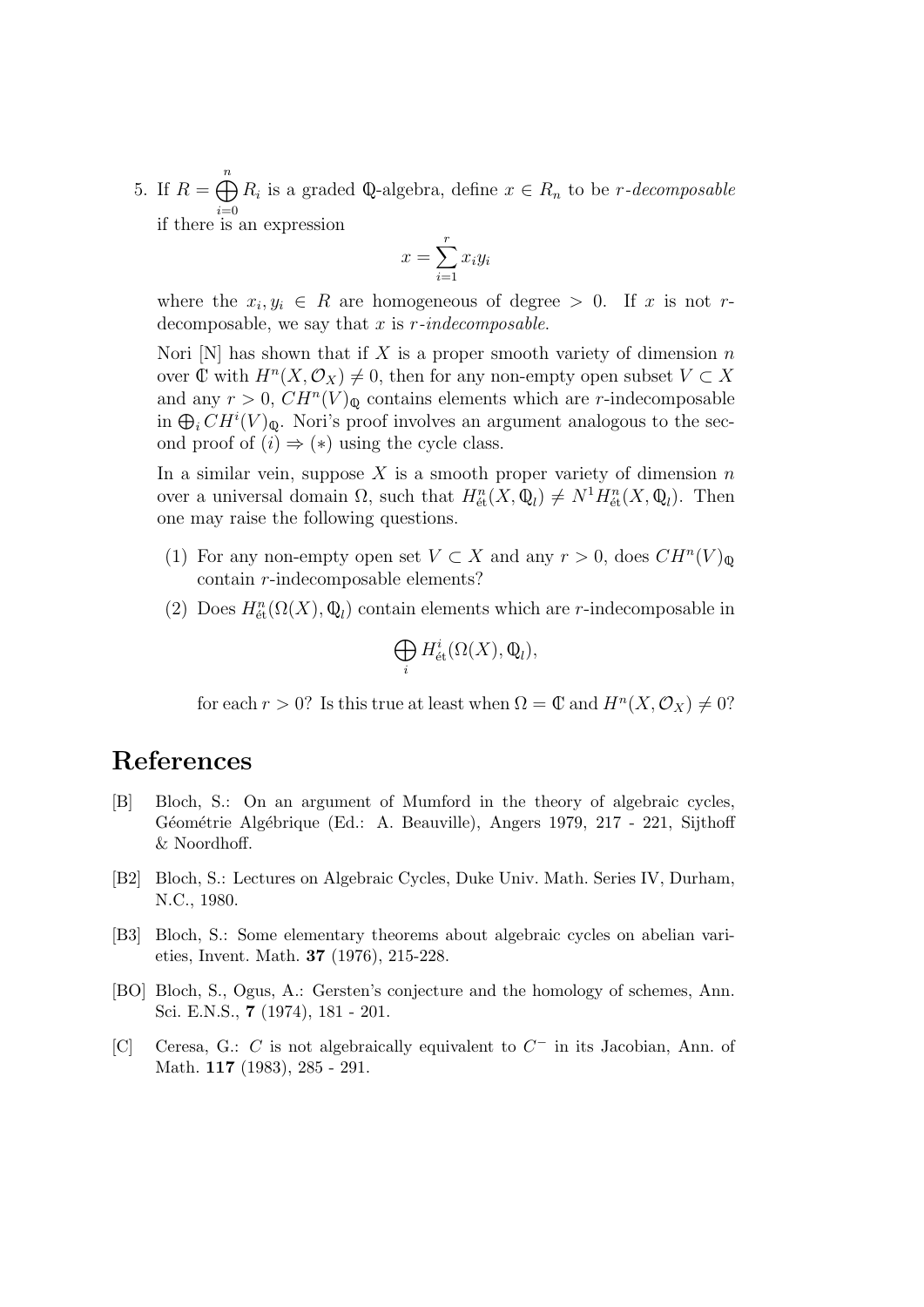5. If $R = \bigoplus_{i=0}^{n} R_i$ is a graded $\mathbb{Q}$-algebra, define $x \in R_n$ to be *r-decomposable* if there is an expression

$$x = \sum_{i=1}^{r} x_i y_i$$

where the $x_i, y_i \in R$ are homogeneous of degree $> 0$. If $x$ is not $r$-decomposable, we say that $x$ is *r-indecomposable*.

Nori [N] has shown that if $X$ is a proper smooth variety of dimension $n$ over $\mathbb{C}$ with $H^n(X, \mathcal{O}_X) \neq 0$, then for any non-empty open subset $V \subset X$ and any $r > 0$, $CH^n(V)_{\mathbb{Q}}$ contains elements which are $r$-indecomposable in $\bigoplus_i CH^i(V)_{\mathbb{Q}}$. Nori's proof involves an argument analogous to the second proof of $(i) \Rightarrow (*)$ using the cycle class.

In a similar vein, suppose $X$ is a smooth proper variety of dimension $n$ over a universal domain $\Omega$, such that $H^n_{\text{ét}}(X, \mathbb{Q}_l) \neq N^1 H^n_{\text{ét}}(X, \mathbb{Q}_l)$. Then one may raise the following questions.

(1) For any non-empty open set $V \subset X$ and any $r > 0$, does $CH^n(V)_{\mathbb{Q}}$ contain $r$-indecomposable elements?

(2) Does $H^n_{\text{ét}}(\Omega(X), \mathbb{Q}_l)$ contain elements which are $r$-indecomposable in

$$\bigoplus_i H^i_{\text{ét}}(\Omega(X), \mathbb{Q}_l),$$

for each $r > 0$? Is this true at least when $\Omega = \mathbb{C}$ and $H^n(X, \mathcal{O}_X) \neq 0$?

# References

[B] Bloch, S.: On an argument of Mumford in the theory of algebraic cycles, Géométrie Algébrique (Ed.: A. Beauville), Angers 1979, 217 - 221, Sijthoff & Noordhoff.

[B2] Bloch, S.: Lectures on Algebraic Cycles, Duke Univ. Math. Series IV, Durham, N.C., 1980.

[B3] Bloch, S.: Some elementary theorems about algebraic cycles on abelian varieties, Invent. Math. **37** (1976), 215-228.

[BO] Bloch, S., Ogus, A.: Gersten's conjecture and the homology of schemes, Ann. Sci. E.N.S., **7** (1974), 181 - 201.

[C] Ceresa, G.: $C$ is not algebraically equivalent to $C^-$ in its Jacobian, Ann. of Math. **117** (1983), 285 - 291.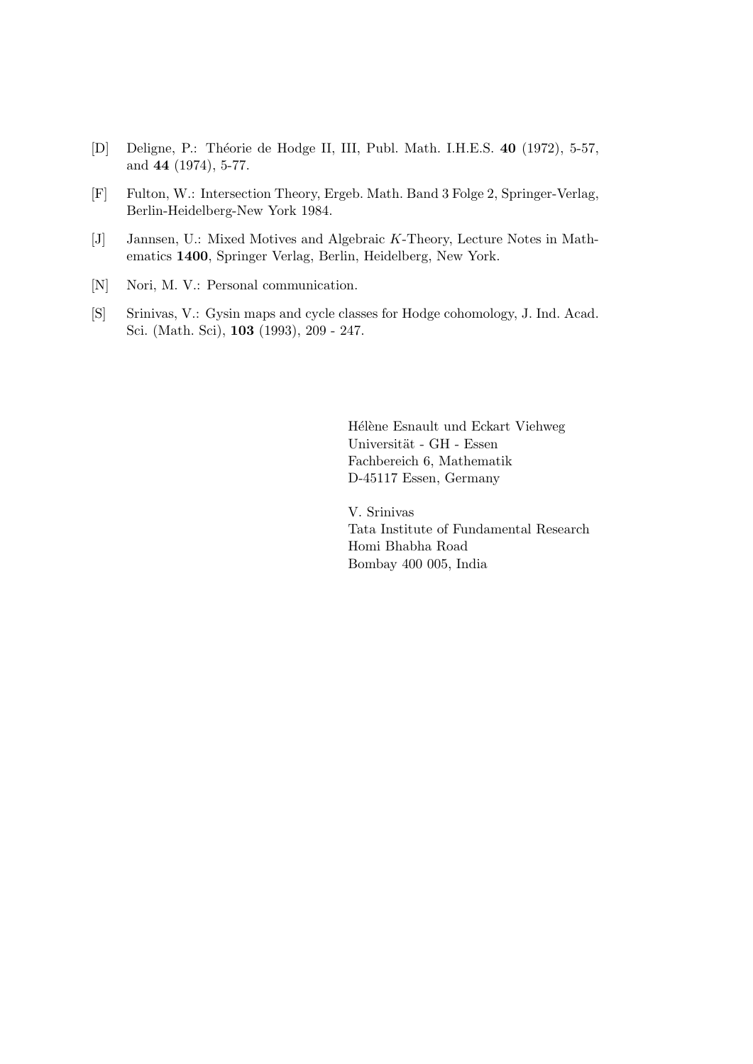[D] Deligne, P.: Théorie de Hodge II, III, Publ. Math. I.H.E.S. **40** (1972), 5-57, and **44** (1974), 5-77.

[F] Fulton, W.: Intersection Theory, Ergeb. Math. Band 3 Folge 2, Springer-Verlag, Berlin-Heidelberg-New York 1984.

[J] Jannsen, U.: Mixed Motives and Algebraic $K$-Theory, Lecture Notes in Mathematics **1400**, Springer Verlag, Berlin, Heidelberg, New York.

[N] Nori, M. V.: Personal communication.

[S] Srinivas, V.: Gysin maps and cycle classes for Hodge cohomology, J. Ind. Acad. Sci. (Math. Sci), **103** (1993), 209 - 247.

Hélène Esnault und Eckart Viehweg
Universität - GH - Essen
Fachbereich 6, Mathematik
D-45117 Essen, Germany

V. Srinivas
Tata Institute of Fundamental Research
Homi Bhabha Road
Bombay 400 005, India